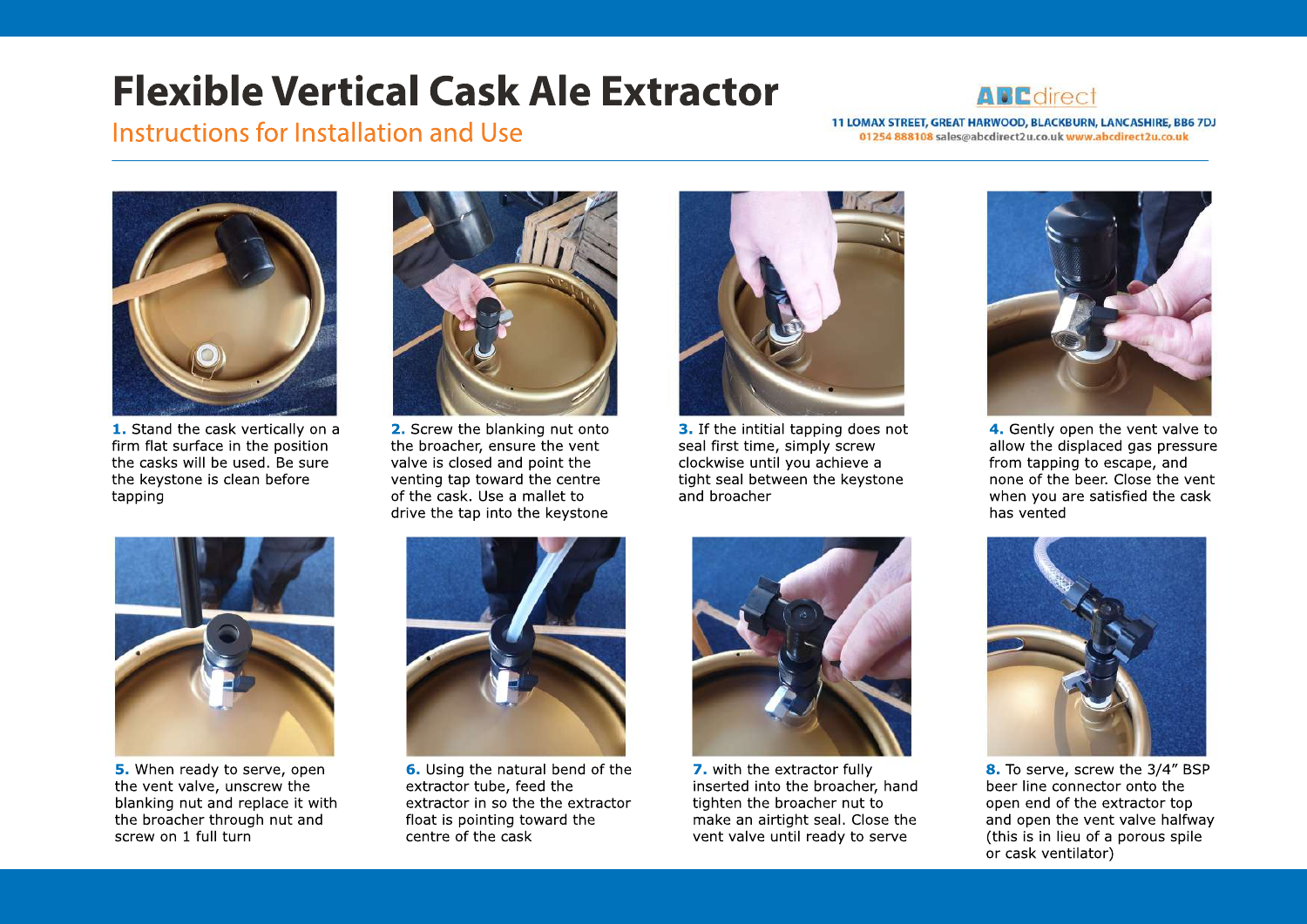# Flexible Vertical Cask Ale Extractor

## Instructions for Installation and Use

ABCdirect

11 LOMAX STREET, GREAT HARWOOD, BLACKBURN, LANCASHIRE, BB6 7DJ
01254 888108 sales@abcdirect2u.co.uk www.abcdirect2u.co.uk

**1.** Stand the cask vertically on a firm flat surface in the position the casks will be used. Be sure the keystone is clean before tapping

**2.** Screw the blanking nut onto the broacher, ensure the vent valve is closed and point the venting tap toward the centre of the cask. Use a mallet to drive the tap into the keystone

**3.** If the intitial tapping does not seal first time, simply screw clockwise until you achieve a tight seal between the keystone and broacher

**4.** Gently open the vent valve to allow the displaced gas pressure from tapping to escape, and none of the beer. Close the vent when you are satisfied the cask has vented

**5.** When ready to serve, open the vent valve, unscrew the blanking nut and replace it with the broacher through nut and screw on 1 full turn

**6.** Using the natural bend of the extractor tube, feed the extractor in so the the extractor float is pointing toward the centre of the cask

**7.** with the extractor fully inserted into the broacher, hand tighten the broacher nut to make an airtight seal. Close the vent valve until ready to serve

**8.** To serve, screw the 3/4" BSP beer line connector onto the open end of the extractor top and open the vent valve halfway (this is in lieu of a porous spile or cask ventilator)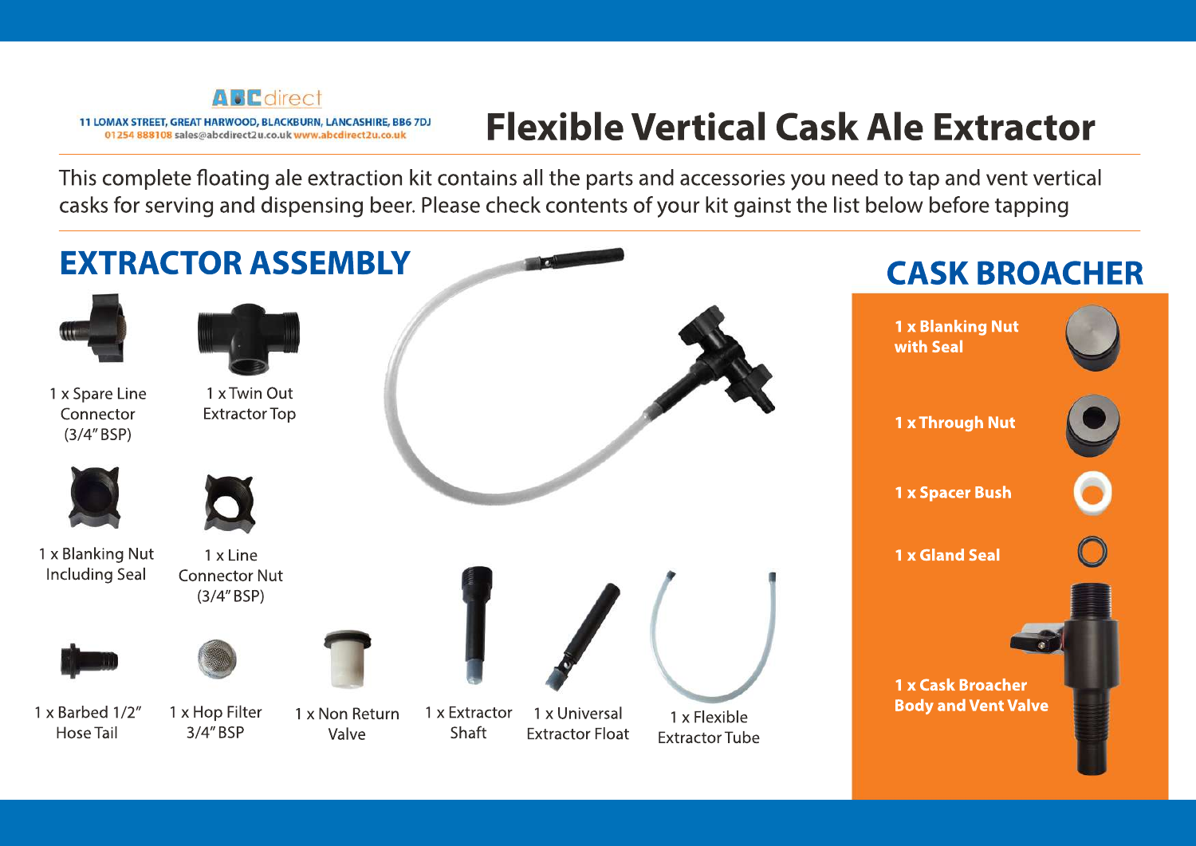ABCdirect

11 LOMAX STREET, GREAT HARWOOD, BLACKBURN, LANCASHIRE, BB6 7DJ
01254 888108 sales@abcdirect2u.co.uk www.abcdirect2u.co.uk

# Flexible Vertical Cask Ale Extractor

This complete floating ale extraction kit contains all the parts and accessories you need to tap and vent vertical casks for serving and dispensing beer. Please check contents of your kit gainst the list below before tapping

## EXTRACTOR ASSEMBLY

- 1 x Spare Line Connector (3/4" BSP)
- 1 x Twin Out Extractor Top
- 1 x Blanking Nut Including Seal
- 1 x Line Connector Nut (3/4" BSP)
- 1 x Barbed 1/2" Hose Tail
- 1 x Hop Filter 3/4" BSP
- 1 x Non Return Valve
- 1 x Extractor Shaft
- 1 x Universal Extractor Float
- 1 x Flexible Extractor Tube

## CASK BROACHER

- **1 x Blanking Nut with Seal**
- **1 x Through Nut**
- **1 x Spacer Bush**
- **1 x Gland Seal**
- **1 x Cask Broacher Body and Vent Valve**